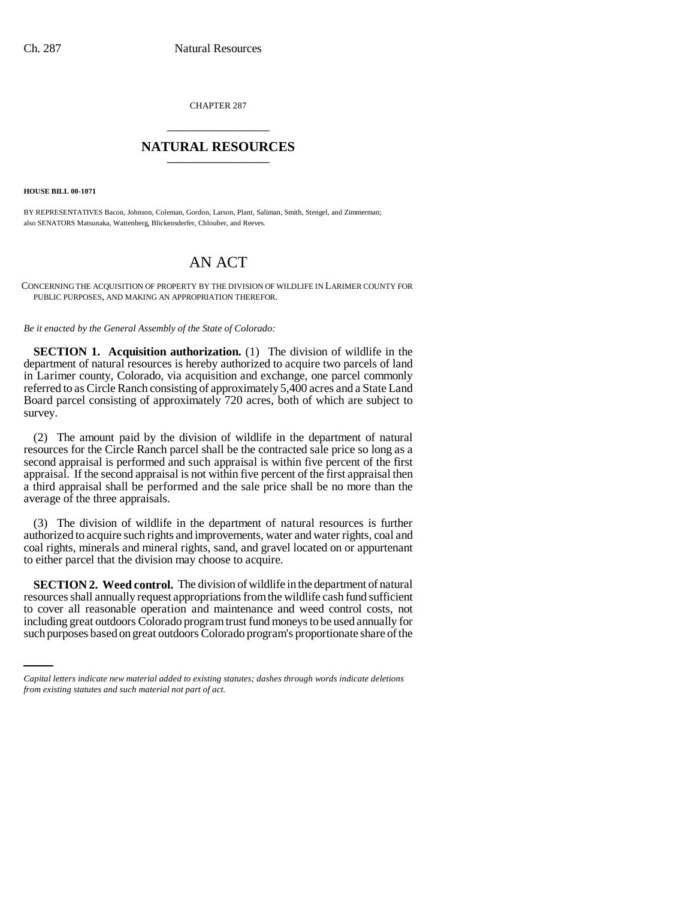CHAPTER 287

## NATURAL RESOURCES

**HOUSE BILL 00-1071**

BY REPRESENTATIVES Bacon, Johnson, Coleman, Gordon, Larson, Plant, Saliman, Smith, Stengel, and Zimmerman; also SENATORS Matsunaka, Wattenberg, Blickensderfer, Chlouber, and Reeves.

# AN ACT

CONCERNING THE ACQUISITION OF PROPERTY BY THE DIVISION OF WILDLIFE IN LARIMER COUNTY FOR PUBLIC PURPOSES, AND MAKING AN APPROPRIATION THEREFOR.

*Be it enacted by the General Assembly of the State of Colorado:*

**SECTION 1. Acquisition authorization.** (1) The division of wildlife in the department of natural resources is hereby authorized to acquire two parcels of land in Larimer county, Colorado, via acquisition and exchange, one parcel commonly referred to as Circle Ranch consisting of approximately 5,400 acres and a State Land Board parcel consisting of approximately 720 acres, both of which are subject to survey.

(2) The amount paid by the division of wildlife in the department of natural resources for the Circle Ranch parcel shall be the contracted sale price so long as a second appraisal is performed and such appraisal is within five percent of the first appraisal. If the second appraisal is not within five percent of the first appraisal then a third appraisal shall be performed and the sale price shall be no more than the average of the three appraisals.

(3) The division of wildlife in the department of natural resources is further authorized to acquire such rights and improvements, water and water rights, coal and coal rights, minerals and mineral rights, sand, and gravel located on or appurtenant to either parcel that the division may choose to acquire.

**SECTION 2. Weed control.** The division of wildlife in the department of natural resources shall annually request appropriations from the wildlife cash fund sufficient to cover all reasonable operation and maintenance and weed control costs, not including great outdoors Colorado program trust fund moneys to be used annually for such purposes based on great outdoors Colorado program's proportionate share of the

*Capital letters indicate new material added to existing statutes; dashes through words indicate deletions from existing statutes and such material not part of act.*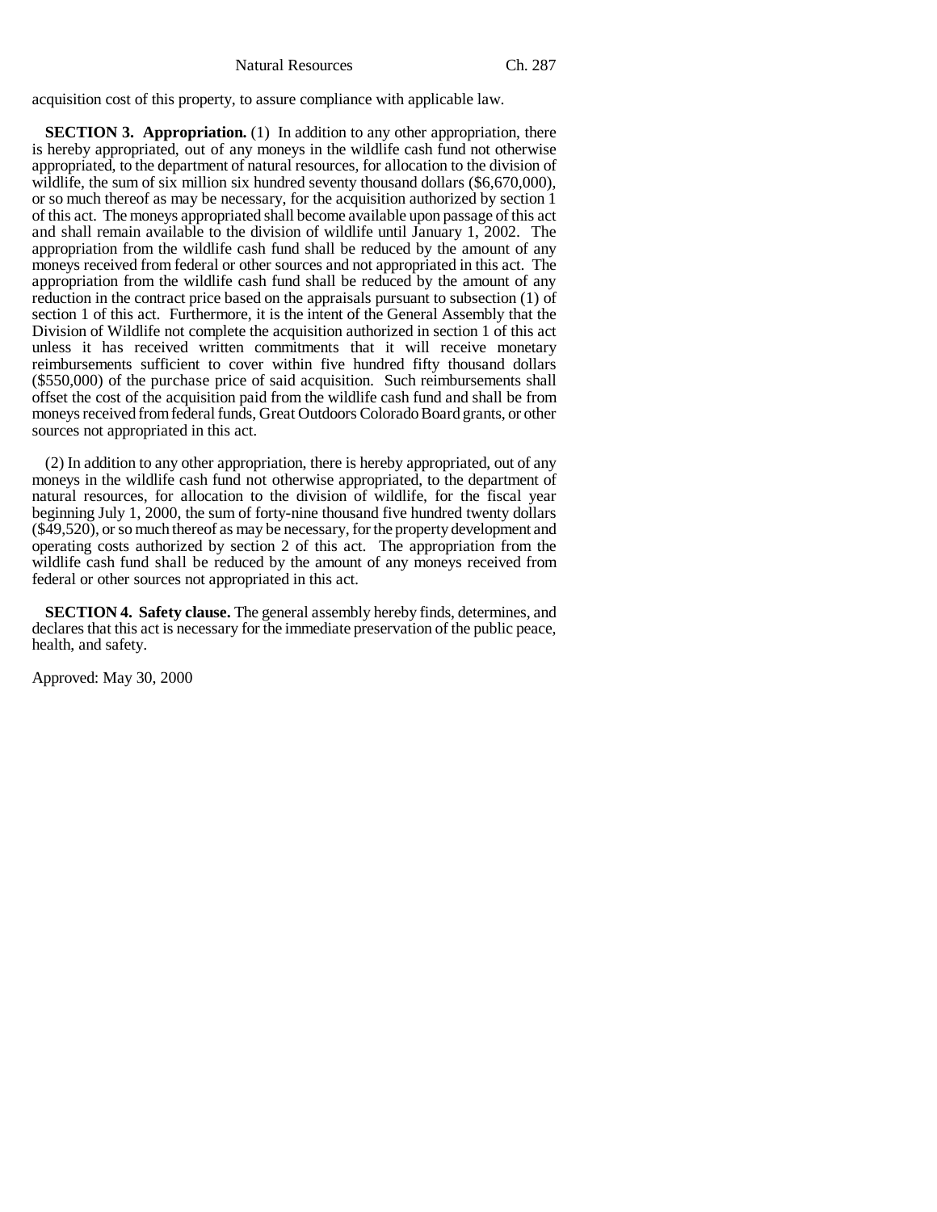acquisition cost of this property, to assure compliance with applicable law.

**SECTION 3. Appropriation.** (1) In addition to any other appropriation, there is hereby appropriated, out of any moneys in the wildlife cash fund not otherwise appropriated, to the department of natural resources, for allocation to the division of wildlife, the sum of six million six hundred seventy thousand dollars ($6,670,000), or so much thereof as may be necessary, for the acquisition authorized by section 1 of this act. The moneys appropriated shall become available upon passage of this act and shall remain available to the division of wildlife until January 1, 2002. The appropriation from the wildlife cash fund shall be reduced by the amount of any moneys received from federal or other sources and not appropriated in this act. The appropriation from the wildlife cash fund shall be reduced by the amount of any reduction in the contract price based on the appraisals pursuant to subsection (1) of section 1 of this act. Furthermore, it is the intent of the General Assembly that the Division of Wildlife not complete the acquisition authorized in section 1 of this act unless it has received written commitments that it will receive monetary reimbursements sufficient to cover within five hundred fifty thousand dollars ($550,000) of the purchase price of said acquisition. Such reimbursements shall offset the cost of the acquisition paid from the wildlife cash fund and shall be from moneys received from federal funds, Great Outdoors Colorado Board grants, or other sources not appropriated in this act.

(2) In addition to any other appropriation, there is hereby appropriated, out of any moneys in the wildlife cash fund not otherwise appropriated, to the department of natural resources, for allocation to the division of wildlife, for the fiscal year beginning July 1, 2000, the sum of forty-nine thousand five hundred twenty dollars ($49,520), or so much thereof as may be necessary, for the property development and operating costs authorized by section 2 of this act. The appropriation from the wildlife cash fund shall be reduced by the amount of any moneys received from federal or other sources not appropriated in this act.

**SECTION 4. Safety clause.** The general assembly hereby finds, determines, and declares that this act is necessary for the immediate preservation of the public peace, health, and safety.

Approved: May 30, 2000